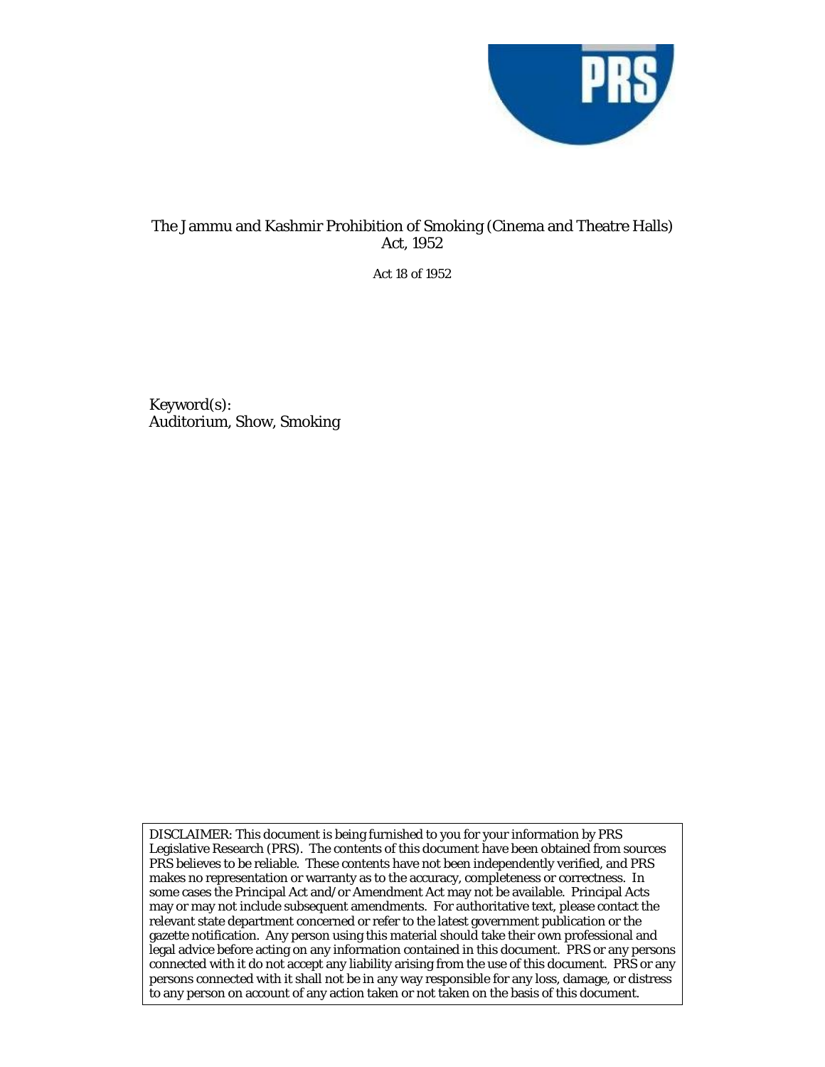# The Jammu and Kashmir Prohibition of Smoking (Cinema and Theatre Halls) Act, 1952

Act 18 of 1952

Keyword(s):
Auditorium, Show, Smoking

DISCLAIMER: This document is being furnished to you for your information by PRS Legislative Research (PRS). The contents of this document have been obtained from sources PRS believes to be reliable. These contents have not been independently verified, and PRS makes no representation or warranty as to the accuracy, completeness or correctness. In some cases the Principal Act and/or Amendment Act may not be available. Principal Acts may or may not include subsequent amendments. For authoritative text, please contact the relevant state department concerned or refer to the latest government publication or the gazette notification. Any person using this material should take their own professional and legal advice before acting on any information contained in this document. PRS or any persons connected with it do not accept any liability arising from the use of this document. PRS or any persons connected with it shall not be in any way responsible for any loss, damage, or distress to any person on account of any action taken or not taken on the basis of this document.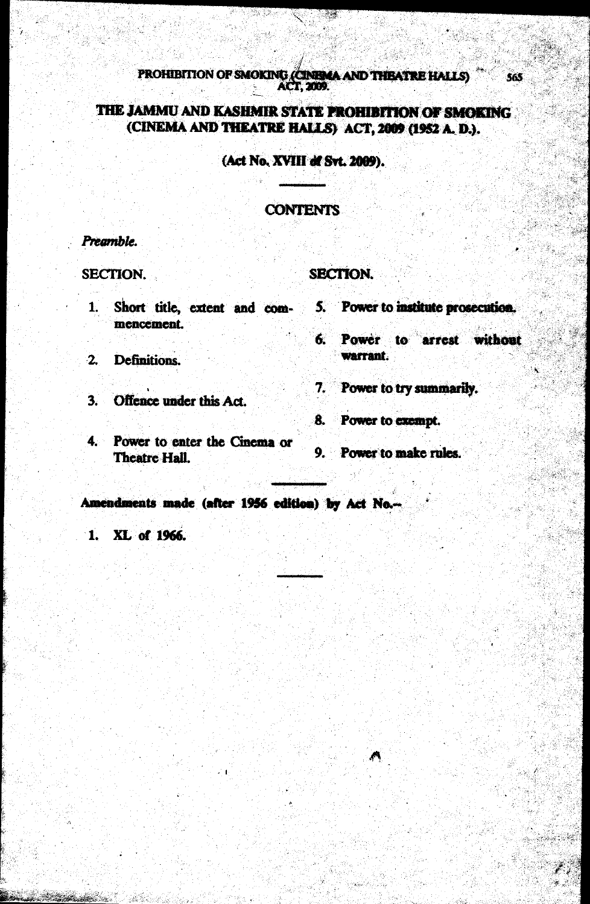# THE JAMMU AND KASHMIR STATE PROHIBITION OF SMOKING (CINEMA AND THEATRE HALLS) ACT, 2009 (1952 A. D.).

(Act No. XVIII of Svt. 2009).

## CONTENTS

*Preamble.*

SECTION.

1. Short title, extent and commencement.
2. Definitions.
3. Offence under this Act.
4. Power to enter the Cinema or Theatre Hall.
5. Power to institute prosecution.
6. Power to arrest without warrant.
7. Power to try summarily.
8. Power to exempt.
9. Power to make rules.

**Amendments made (after 1956 edition) by Act No.—**

1. XL of 1966.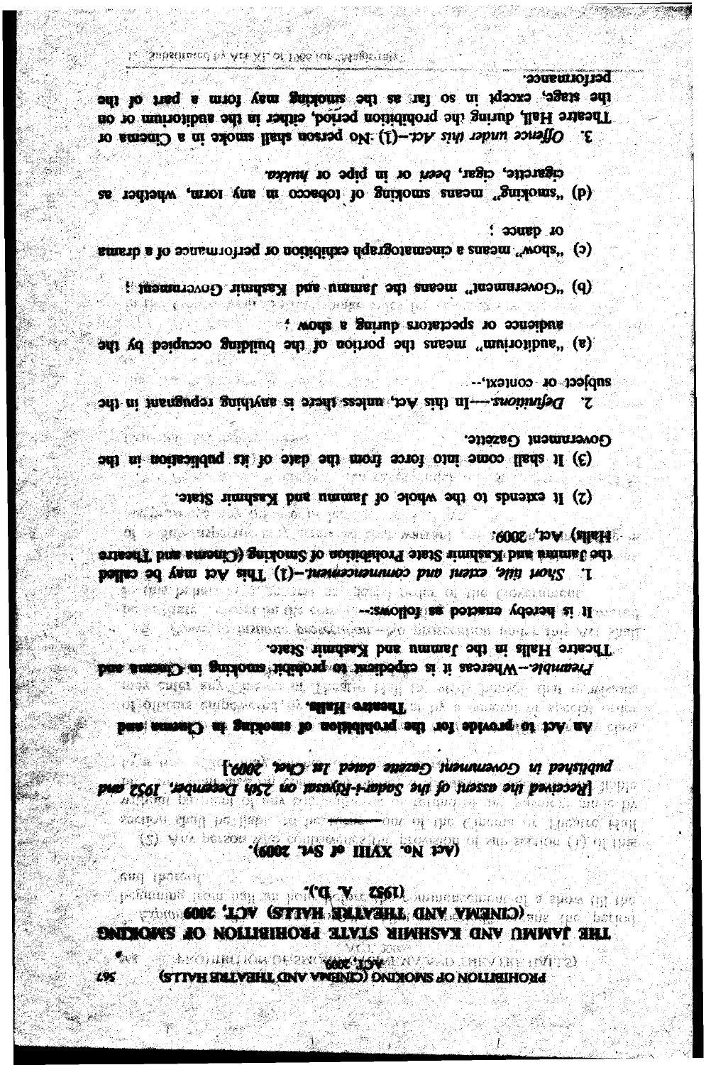# THE JAMMU AND KASHMIR STATE PROHIBITION OF SMOKING (CINEMA AND THEATRE HALLS) ACT, 2009

**(1952 A. D.)**

**(Act No. XVIII of Svt. 2009).**

*[Received the assent of the Sadar-i-Riyasat on 25th December, 1952 and published in Government Gazette dated 1st Chet, 2009.]*

**An Act to provide for the prohibition of smoking in Cinema and Theatre Halls.**

*Preamble*.—Whereas it is expedient to prohibit smoking in Cinema and Theatre Halls in the Jammu and Kashmir State.

It is hereby enacted as follows:—

1. *Short title, extent and commencement*.—(1) This Act may be called the Jammu and Kashmir State Prohibition of Smoking (Cinema and Theatre Halls) Act, 2009.

(2) It extends to the whole of Jammu and Kashmir State.

(3) It shall come into force from the date of its publication in the Government Gazette.

2. *Definitions*.—In this Act, unless there is anything repugnant in the subject or context,—

(a) "auditorium" means the portion of the building occupied by the audience or spectators during a show ;

(b) "Government" means the Jammu and Kashmir Government ;

(c) "show" means a cinematograph exhibition or performance of a drama or dance ;

(d) "smoking" means smoking of tobacco in any form, whether as cigarette, cigar, *beeri* or in pipe or *hukka*.

3. *Offence under this Act*.—(1) No person shall smoke in a Cinema or Theatre Hall, during the prohibition period, either in the auditorium or on the stage, except in so far as the smoking may form a part of the performance.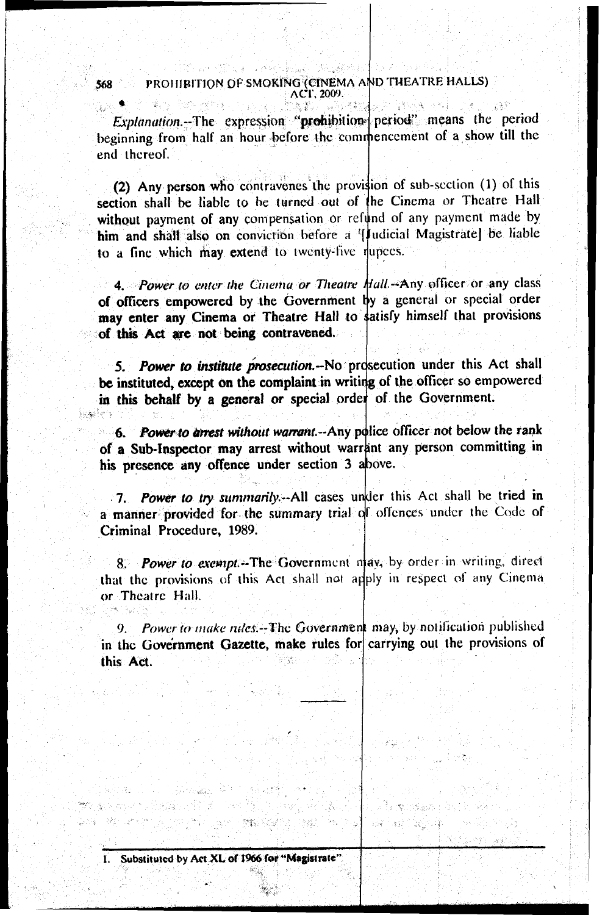*Explanation.*--The expression "prohibition period" means the period beginning from half an hour before the commencement of a show till the end thereof.

(2) Any person who contravenes the provision of sub-section (1) of this section shall be liable to be turned out of the Cinema or Theatre Hall without payment of any compensation or refund of any payment made by him and shall also on conviction before a [1][Judicial Magistrate] be liable to a fine which may extend to twenty-five rupees.

4. *Power to enter the Cinema or Theatre Hall.*--Any officer or any class of officers empowered by the Government by a general or special order may enter any Cinema or Theatre Hall to satisfy himself that provisions of this Act are not being contravened.

5. ***Power to institute prosecution.***--No prosecution under this Act shall be instituted, except on the complaint in writing of the officer so empowered in this behalf by a general or special order of the Government.

6. ***Power to arrest without warrant.***--Any police officer not below the rank of a Sub-Inspector may arrest without warrant any person committing in his presence any offence under section 3 above.

7. *Power to try summarily.*--All cases under this Act shall be tried in a manner provided for the summary trial of offences under the Code of Criminal Procedure, 1989.

8. *Power to exempt.*--The Government may, by order in writing, direct that the provisions of this Act shall not apply in respect of any Cinema or Theatre Hall.

9. *Power to make rules.*--The Government may, by notification published in the Government Gazette, make rules for carrying out the provisions of this Act.

---

1. Substituted by Act XL of 1966 for "Magistrate"